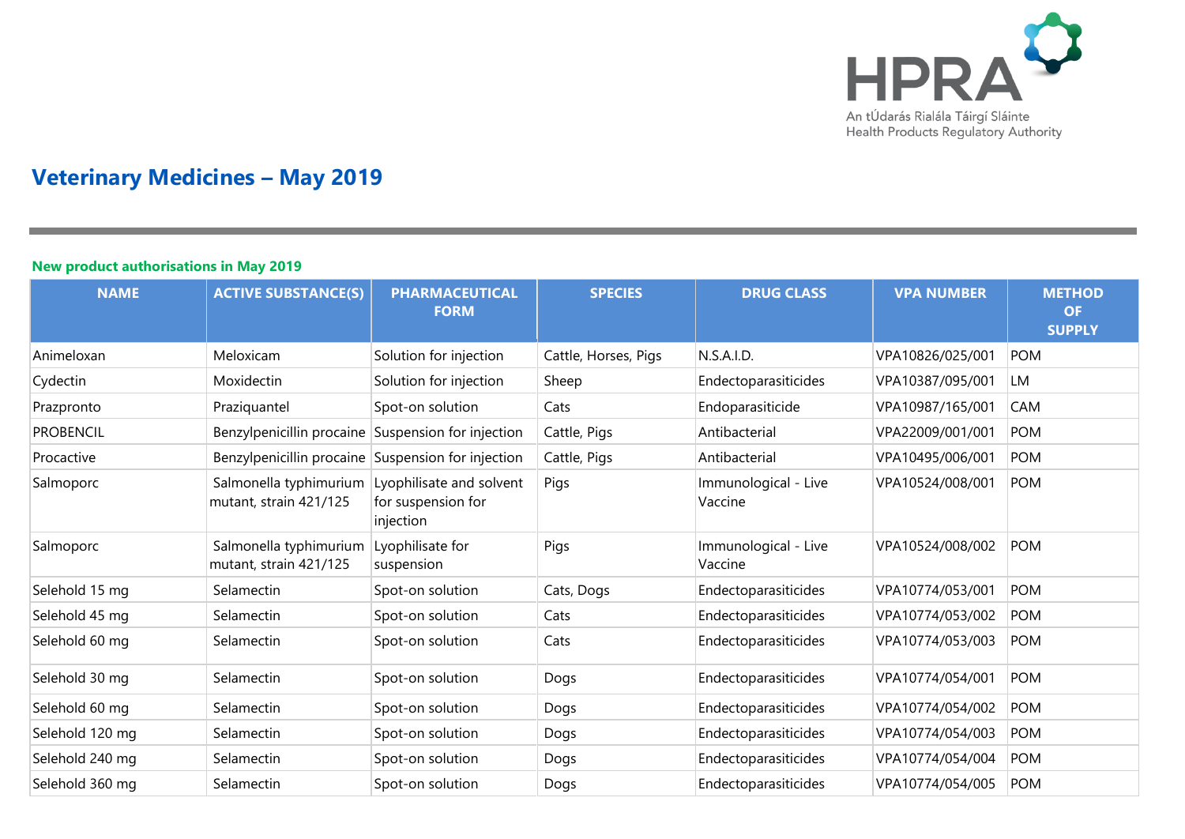# Veterinary Medicines – May 2019

## New product authorisations in May 2019

| NAME | ACTIVE SUBSTANCE(S) | PHARMACEUTICAL FORM | SPECIES | DRUG CLASS | VPA NUMBER | METHOD OF SUPPLY |
|---|---|---|---|---|---|---|
| Animeloxan | Meloxicam | Solution for injection | Cattle, Horses, Pigs | N.S.A.I.D. | VPA10826/025/001 | POM |
| Cydectin | Moxidectin | Solution for injection | Sheep | Endectoparasiticides | VPA10387/095/001 | LM |
| Prazpronto | Praziquantel | Spot-on solution | Cats | Endoparasiticide | VPA10987/165/001 | CAM |
| PROBENCIL | Benzylpenicillin procaine | Suspension for injection | Cattle, Pigs | Antibacterial | VPA22009/001/001 | POM |
| Procactive | Benzylpenicillin procaine | Suspension for injection | Cattle, Pigs | Antibacterial | VPA10495/006/001 | POM |
| Salmoporc | Salmonella typhimurium mutant, strain 421/125 | Lyophilisate and solvent for suspension for injection | Pigs | Immunological - Live Vaccine | VPA10524/008/001 | POM |
| Salmoporc | Salmonella typhimurium mutant, strain 421/125 | Lyophilisate for suspension | Pigs | Immunological - Live Vaccine | VPA10524/008/002 | POM |
| Selehold 15 mg | Selamectin | Spot-on solution | Cats, Dogs | Endectoparasiticides | VPA10774/053/001 | POM |
| Selehold 45 mg | Selamectin | Spot-on solution | Cats | Endectoparasiticides | VPA10774/053/002 | POM |
| Selehold 60 mg | Selamectin | Spot-on solution | Cats | Endectoparasiticides | VPA10774/053/003 | POM |
| Selehold 30 mg | Selamectin | Spot-on solution | Dogs | Endectoparasiticides | VPA10774/054/001 | POM |
| Selehold 60 mg | Selamectin | Spot-on solution | Dogs | Endectoparasiticides | VPA10774/054/002 | POM |
| Selehold 120 mg | Selamectin | Spot-on solution | Dogs | Endectoparasiticides | VPA10774/054/003 | POM |
| Selehold 240 mg | Selamectin | Spot-on solution | Dogs | Endectoparasiticides | VPA10774/054/004 | POM |
| Selehold 360 mg | Selamectin | Spot-on solution | Dogs | Endectoparasiticides | VPA10774/054/005 | POM |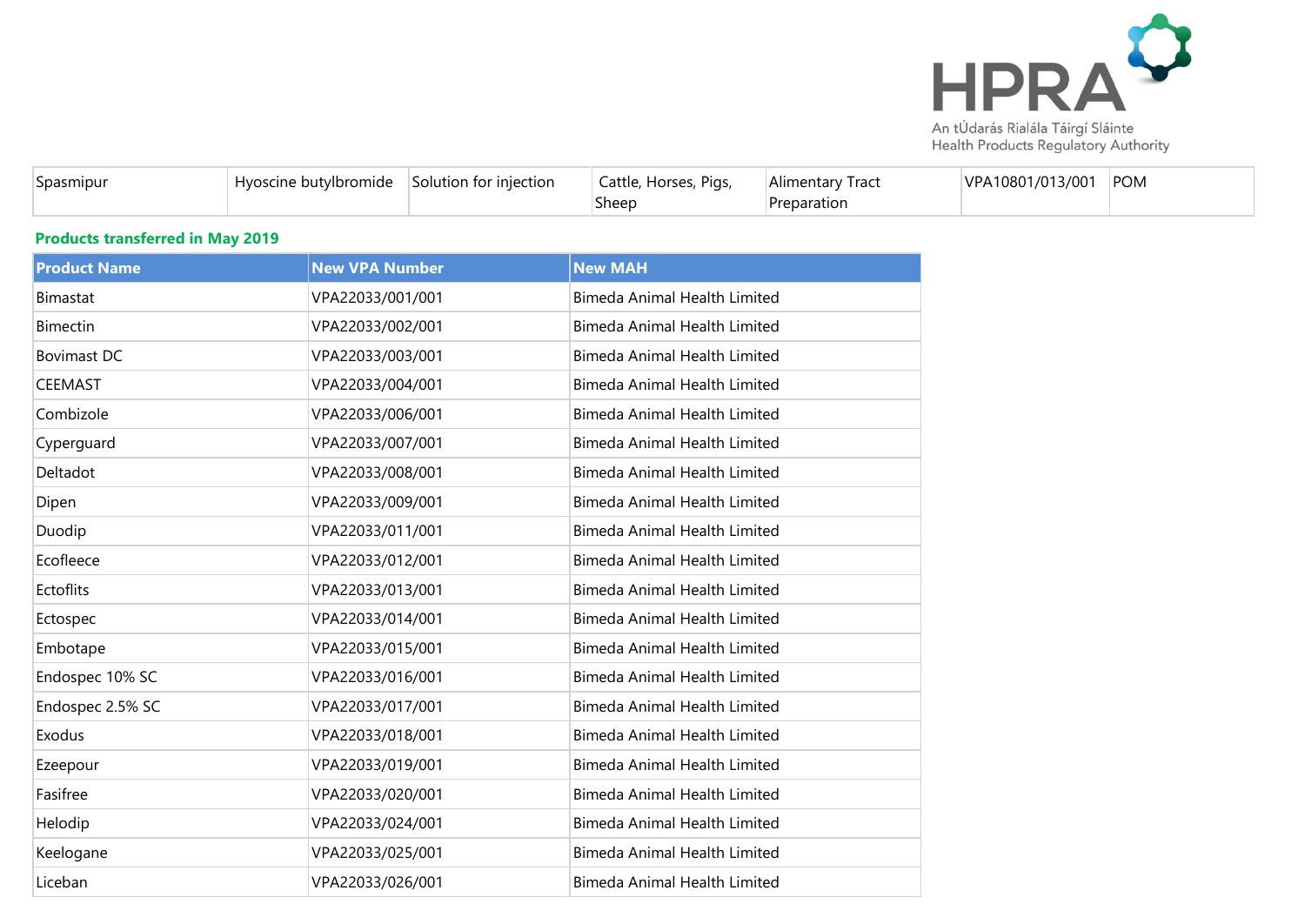| Spasmipur | Hyoscine butylbromide | Solution for injection | Cattle, Horses, Pigs, Sheep | Alimentary Tract Preparation | VPA10801/013/001 | POM |
|---|---|---|---|---|---|---|

### Products transferred in May 2019

| Product Name | New VPA Number | New MAH |
|---|---|---|
| Bimastat | VPA22033/001/001 | Bimeda Animal Health Limited |
| Bimectin | VPA22033/002/001 | Bimeda Animal Health Limited |
| Bovimast DC | VPA22033/003/001 | Bimeda Animal Health Limited |
| CEEMAST | VPA22033/004/001 | Bimeda Animal Health Limited |
| Combizole | VPA22033/006/001 | Bimeda Animal Health Limited |
| Cyperguard | VPA22033/007/001 | Bimeda Animal Health Limited |
| Deltadot | VPA22033/008/001 | Bimeda Animal Health Limited |
| Dipen | VPA22033/009/001 | Bimeda Animal Health Limited |
| Duodip | VPA22033/011/001 | Bimeda Animal Health Limited |
| Ecofleece | VPA22033/012/001 | Bimeda Animal Health Limited |
| Ectoflits | VPA22033/013/001 | Bimeda Animal Health Limited |
| Ectospec | VPA22033/014/001 | Bimeda Animal Health Limited |
| Embotape | VPA22033/015/001 | Bimeda Animal Health Limited |
| Endospec 10% SC | VPA22033/016/001 | Bimeda Animal Health Limited |
| Endospec 2.5% SC | VPA22033/017/001 | Bimeda Animal Health Limited |
| Exodus | VPA22033/018/001 | Bimeda Animal Health Limited |
| Ezeepour | VPA22033/019/001 | Bimeda Animal Health Limited |
| Fasifree | VPA22033/020/001 | Bimeda Animal Health Limited |
| Helodip | VPA22033/024/001 | Bimeda Animal Health Limited |
| Keelogane | VPA22033/025/001 | Bimeda Animal Health Limited |
| Liceban | VPA22033/026/001 | Bimeda Animal Health Limited |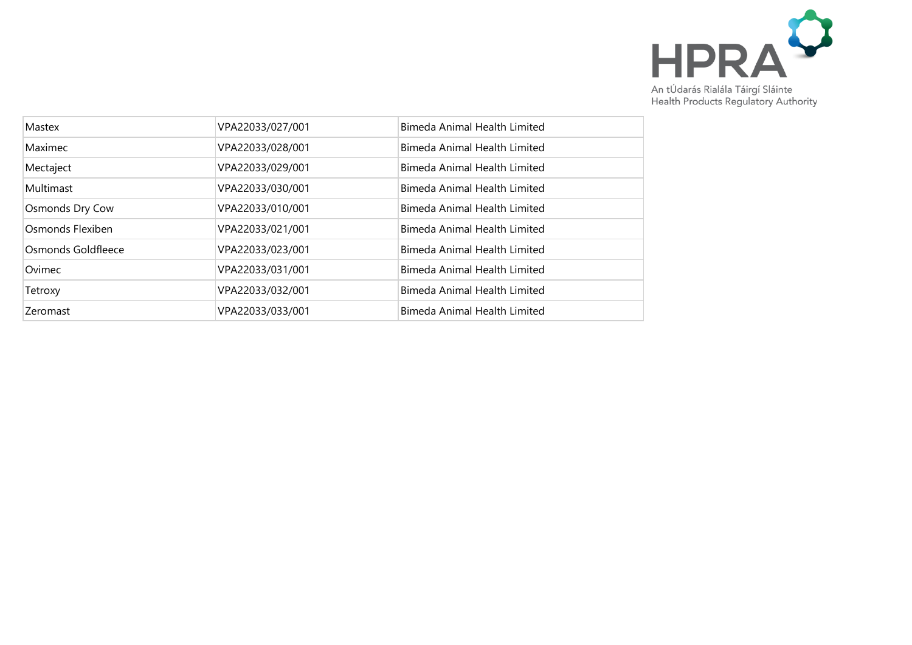| | | |
|---|---|---|
| Mastex | VPA22033/027/001 | Bimeda Animal Health Limited |
| Maximec | VPA22033/028/001 | Bimeda Animal Health Limited |
| Mectaject | VPA22033/029/001 | Bimeda Animal Health Limited |
| Multimast | VPA22033/030/001 | Bimeda Animal Health Limited |
| Osmonds Dry Cow | VPA22033/010/001 | Bimeda Animal Health Limited |
| Osmonds Flexiben | VPA22033/021/001 | Bimeda Animal Health Limited |
| Osmonds Goldfleece | VPA22033/023/001 | Bimeda Animal Health Limited |
| Ovimec | VPA22033/031/001 | Bimeda Animal Health Limited |
| Tetroxy | VPA22033/032/001 | Bimeda Animal Health Limited |
| Zeromast | VPA22033/033/001 | Bimeda Animal Health Limited |